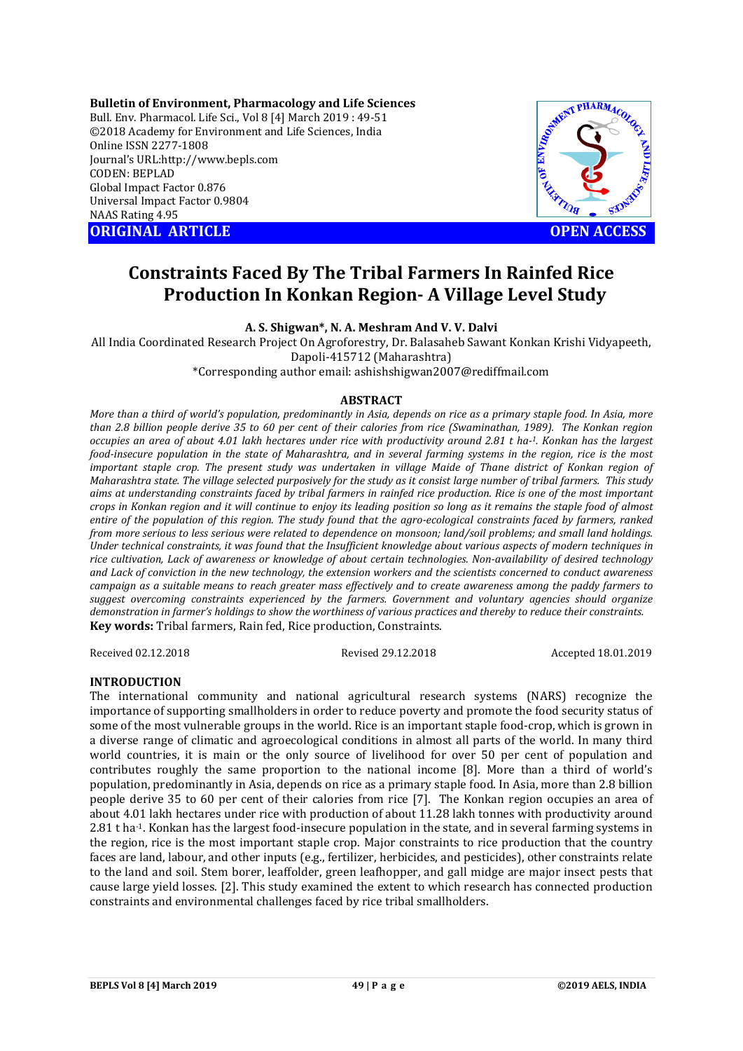**Bulletin of Environment, Pharmacology and Life Sciences**
Bull. Env. Pharmacol. Life Sci., Vol 8 [4] March 2019 : 49-51
©2018 Academy for Environment and Life Sciences, India
Online ISSN 2277-1808
Journal's URL:http://www.bepls.com
CODEN: BEPLAD
Global Impact Factor 0.876
Universal Impact Factor 0.9804
NAAS Rating 4.95

**ORIGINAL ARTICLE** **OPEN ACCESS**

# Constraints Faced By The Tribal Farmers In Rainfed Rice Production In Konkan Region- A Village Level Study

**A. S. Shigwan\*, N. A. Meshram And V. V. Dalvi**

All India Coordinated Research Project On Agroforestry, Dr. Balasaheb Sawant Konkan Krishi Vidyapeeth, Dapoli-415712 (Maharashtra)

\*Corresponding author email: ashishshigwan2007@rediffmail.com

## ABSTRACT

*More than a third of world's population, predominantly in Asia, depends on rice as a primary staple food. In Asia, more than 2.8 billion people derive 35 to 60 per cent of their calories from rice (Swaminathan, 1989). The Konkan region occupies an area of about 4.01 lakh hectares under rice with productivity around 2.81 t ha$^{-1}$. Konkan has the largest food-insecure population in the state of Maharashtra, and in several farming systems in the region, rice is the most important staple crop. The present study was undertaken in village Maide of Thane district of Konkan region of Maharashtra state. The village selected purposively for the study as it consist large number of tribal farmers. This study aims at understanding constraints faced by tribal farmers in rainfed rice production. Rice is one of the most important crops in Konkan region and it will continue to enjoy its leading position so long as it remains the staple food of almost entire of the population of this region. The study found that the agro-ecological constraints faced by farmers, ranked from more serious to less serious were related to dependence on monsoon; land/soil problems; and small land holdings. Under technical constraints, it was found that the Insufficient knowledge about various aspects of modern techniques in rice cultivation, Lack of awareness or knowledge of about certain technologies. Non-availability of desired technology and Lack of conviction in the new technology, the extension workers and the scientists concerned to conduct awareness campaign as a suitable means to reach greater mass effectively and to create awareness among the paddy farmers to suggest overcoming constraints experienced by the farmers. Government and voluntary agencies should organize demonstration in farmer's holdings to show the worthiness of various practices and thereby to reduce their constraints.*

**Key words:** Tribal farmers, Rain fed, Rice production, Constraints.

Received 02.12.2018 Revised 29.12.2018 Accepted 18.01.2019

## INTRODUCTION

The international community and national agricultural research systems (NARS) recognize the importance of supporting smallholders in order to reduce poverty and promote the food security status of some of the most vulnerable groups in the world. Rice is an important staple food-crop, which is grown in a diverse range of climatic and agroecological conditions in almost all parts of the world. In many third world countries, it is main or the only source of livelihood for over 50 per cent of population and contributes roughly the same proportion to the national income [8]. More than a third of world's population, predominantly in Asia, depends on rice as a primary staple food. In Asia, more than 2.8 billion people derive 35 to 60 per cent of their calories from rice [7]. The Konkan region occupies an area of about 4.01 lakh hectares under rice with production of about 11.28 lakh tonnes with productivity around 2.81 t ha$^{-1}$. Konkan has the largest food-insecure population in the state, and in several farming systems in the region, rice is the most important staple crop. Major constraints to rice production that the country faces are land, labour, and other inputs (e.g., fertilizer, herbicides, and pesticides), other constraints relate to the land and soil. Stem borer, leaffolder, green leafhopper, and gall midge are major insect pests that cause large yield losses. [2]. This study examined the extent to which research has connected production constraints and environmental challenges faced by rice tribal smallholders.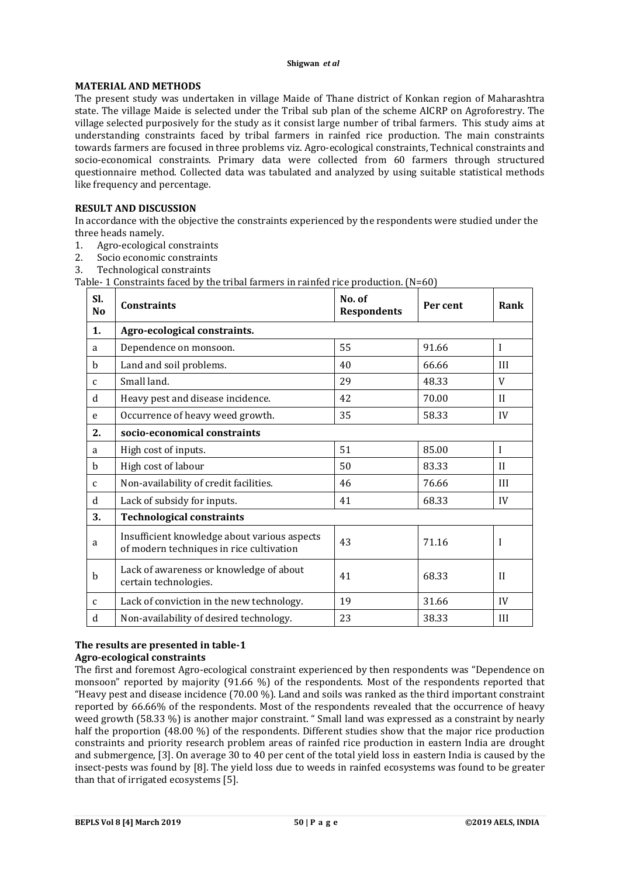## MATERIAL AND METHODS

The present study was undertaken in village Maide of Thane district of Konkan region of Maharashtra state. The village Maide is selected under the Tribal sub plan of the scheme AICRP on Agroforestry. The village selected purposively for the study as it consist large number of tribal farmers. This study aims at understanding constraints faced by tribal farmers in rainfed rice production. The main constraints towards farmers are focused in three problems viz. Agro-ecological constraints, Technical constraints and socio-economical constraints. Primary data were collected from 60 farmers through structured questionnaire method. Collected data was tabulated and analyzed by using suitable statistical methods like frequency and percentage.

## RESULT AND DISCUSSION

In accordance with the objective the constraints experienced by the respondents were studied under the three heads namely.

1. Agro-ecological constraints
2. Socio economic constraints
3. Technological constraints

Table- 1 Constraints faced by the tribal farmers in rainfed rice production. (N=60)

| Sl. No | Constraints | No. of Respondents | Per cent | Rank |
|---|---|---|---|---|
| **1.** | **Agro-ecological constraints.** | | | |
| a | Dependence on monsoon. | 55 | 91.66 | I |
| b | Land and soil problems. | 40 | 66.66 | III |
| c | Small land. | 29 | 48.33 | V |
| d | Heavy pest and disease incidence. | 42 | 70.00 | II |
| e | Occurrence of heavy weed growth. | 35 | 58.33 | IV |
| **2.** | **socio-economical constraints** | | | |
| a | High cost of inputs. | 51 | 85.00 | I |
| b | High cost of labour | 50 | 83.33 | II |
| c | Non-availability of credit facilities. | 46 | 76.66 | III |
| d | Lack of subsidy for inputs. | 41 | 68.33 | IV |
| **3.** | **Technological constraints** | | | |
| a | Insufficient knowledge about various aspects of modern techniques in rice cultivation | 43 | 71.16 | I |
| b | Lack of awareness or knowledge of about certain technologies. | 41 | 68.33 | II |
| c | Lack of conviction in the new technology. | 19 | 31.66 | IV |
| d | Non-availability of desired technology. | 23 | 38.33 | III |

**The results are presented in table-1**

**Agro-ecological constraints**

The first and foremost Agro-ecological constraint experienced by then respondents was "Dependence on monsoon" reported by majority (91.66 %) of the respondents. Most of the respondents reported that "Heavy pest and disease incidence (70.00 %). Land and soils was ranked as the third important constraint reported by 66.66% of the respondents. Most of the respondents revealed that the occurrence of heavy weed growth (58.33 %) is another major constraint. " Small land was expressed as a constraint by nearly half the proportion (48.00 %) of the respondents. Different studies show that the major rice production constraints and priority research problem areas of rainfed rice production in eastern India are drought and submergence, [3]. On average 30 to 40 per cent of the total yield loss in eastern India is caused by the insect-pests was found by [8]. The yield loss due to weeds in rainfed ecosystems was found to be greater than that of irrigated ecosystems [5].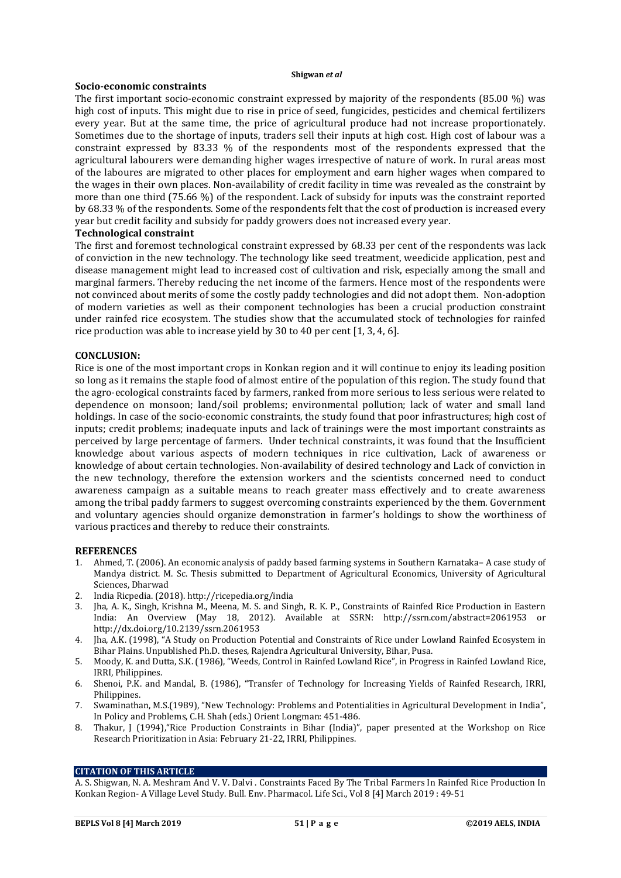### Socio-economic constraints

The first important socio-economic constraint expressed by majority of the respondents (85.00 %) was high cost of inputs. This might due to rise in price of seed, fungicides, pesticides and chemical fertilizers every year. But at the same time, the price of agricultural produce had not increase proportionately. Sometimes due to the shortage of inputs, traders sell their inputs at high cost. High cost of labour was a constraint expressed by 83.33 % of the respondents most of the respondents expressed that the agricultural labourers were demanding higher wages irrespective of nature of work. In rural areas most of the laboures are migrated to other places for employment and earn higher wages when compared to the wages in their own places. Non-availability of credit facility in time was revealed as the constraint by more than one third (75.66 %) of the respondent. Lack of subsidy for inputs was the constraint reported by 68.33 % of the respondents. Some of the respondents felt that the cost of production is increased every year but credit facility and subsidy for paddy growers does not increased every year.

### Technological constraint

The first and foremost technological constraint expressed by 68.33 per cent of the respondents was lack of conviction in the new technology. The technology like seed treatment, weedicide application, pest and disease management might lead to increased cost of cultivation and risk, especially among the small and marginal farmers. Thereby reducing the net income of the farmers. Hence most of the respondents were not convinced about merits of some the costly paddy technologies and did not adopt them. Non-adoption of modern varieties as well as their component technologies has been a crucial production constraint under rainfed rice ecosystem. The studies show that the accumulated stock of technologies for rainfed rice production was able to increase yield by 30 to 40 per cent [1, 3, 4, 6].

## CONCLUSION:

Rice is one of the most important crops in Konkan region and it will continue to enjoy its leading position so long as it remains the staple food of almost entire of the population of this region. The study found that the agro-ecological constraints faced by farmers, ranked from more serious to less serious were related to dependence on monsoon; land/soil problems; environmental pollution; lack of water and small land holdings. In case of the socio-economic constraints, the study found that poor infrastructures; high cost of inputs; credit problems; inadequate inputs and lack of trainings were the most important constraints as perceived by large percentage of farmers. Under technical constraints, it was found that the Insufficient knowledge about various aspects of modern techniques in rice cultivation, Lack of awareness or knowledge of about certain technologies. Non-availability of desired technology and Lack of conviction in the new technology, therefore the extension workers and the scientists concerned need to conduct awareness campaign as a suitable means to reach greater mass effectively and to create awareness among the tribal paddy farmers to suggest overcoming constraints experienced by the them. Government and voluntary agencies should organize demonstration in farmer's holdings to show the worthiness of various practices and thereby to reduce their constraints.

## REFERENCES

1. Ahmed, T. (2006). An economic analysis of paddy based farming systems in Southern Karnataka– A case study of Mandya district. M. Sc. Thesis submitted to Department of Agricultural Economics, University of Agricultural Sciences, Dharwad
2. India Ricpedia. (2018). http://ricepedia.org/india
3. Jha, A. K., Singh, Krishna M., Meena, M. S. and Singh, R. K. P., Constraints of Rainfed Rice Production in Eastern India: An Overview (May 18, 2012). Available at SSRN: http://ssrn.com/abstract=2061953 or http://dx.doi.org/10.2139/ssrn.2061953
4. Jha, A.K. (1998), "A Study on Production Potential and Constraints of Rice under Lowland Rainfed Ecosystem in Bihar Plains. Unpublished Ph.D. theses, Rajendra Agricultural University, Bihar, Pusa.
5. Moody, K. and Dutta, S.K. (1986), "Weeds, Control in Rainfed Lowland Rice", in Progress in Rainfed Lowland Rice, IRRI, Philippines.
6. Shenoi, P.K. and Mandal, B. (1986), "Transfer of Technology for Increasing Yields of Rainfed Research, IRRI, Philippines.
7. Swaminathan, M.S.(1989), "New Technology: Problems and Potentialities in Agricultural Development in India", In Policy and Problems, C.H. Shah (eds.) Orient Longman: 451-486.
8. Thakur, J (1994),"Rice Production Constraints in Bihar (India)", paper presented at the Workshop on Rice Research Prioritization in Asia: February 21-22, IRRI, Philippines.

**CITATION OF THIS ARTICLE**

A. S. Shigwan, N. A. Meshram And V. V. Dalvi . Constraints Faced By The Tribal Farmers In Rainfed Rice Production In Konkan Region- A Village Level Study. Bull. Env. Pharmacol. Life Sci., Vol 8 [4] March 2019 : 49-51